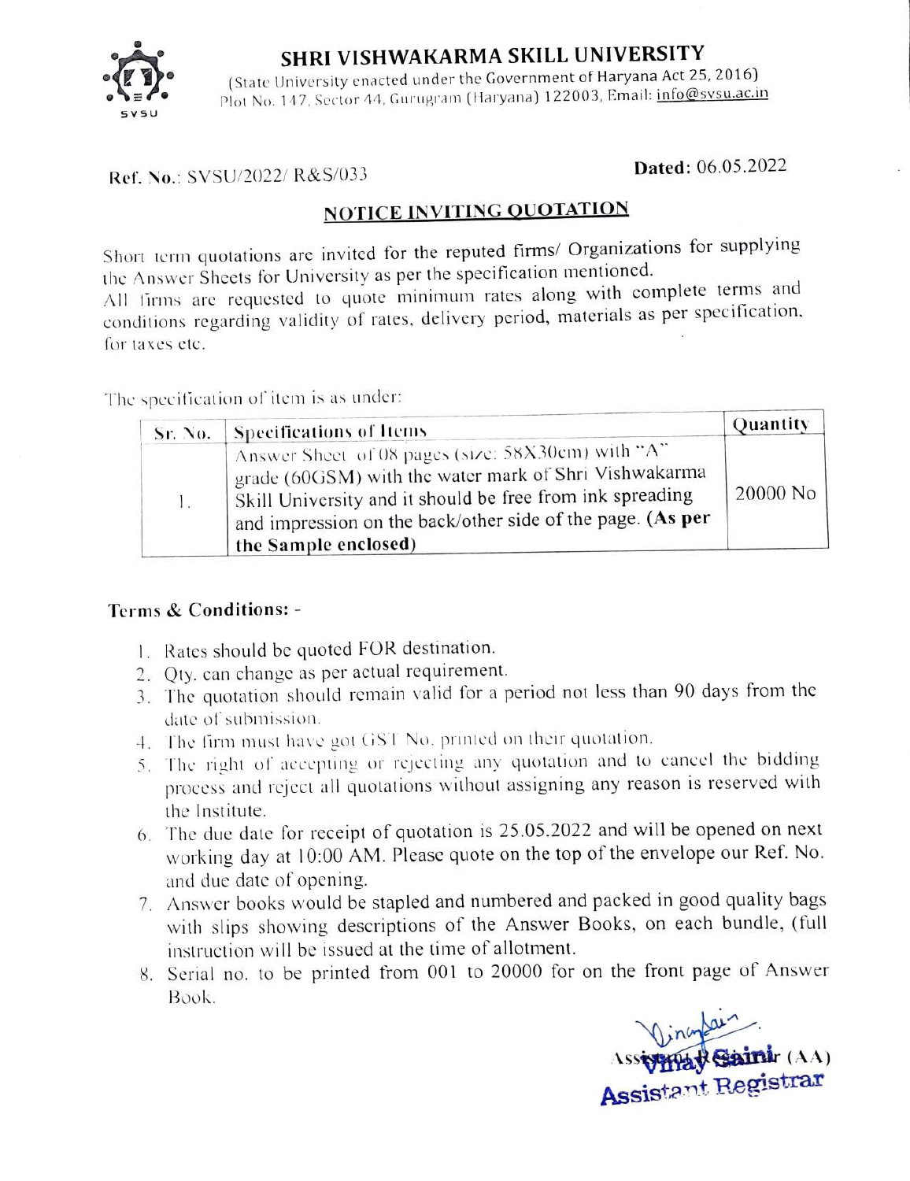# SHRI VISHWAKARMA SKILL UNIVERSITY

(State University enacted under the Government of Haryana Act 25, 2016)
Plot No. 147, Sector 44, Gurugram (Haryana) 122003, Email: info@svsu.ac.in

**Ref. No.**: SVSU/2022/ R&S/033 **Dated:** 06.05.2022

## NOTICE INVITING QUOTATION

Short term quotations are invited for the reputed firms/ Organizations for supplying the Answer Sheets for University as per the specification mentioned.

All firms are requested to quote minimum rates along with complete terms and conditions regarding validity of rates, delivery period, materials as per specification, for taxes etc.

The specification of item is as under:

| Sr. No. | Specifications of Items | Quantity |
|---|---|---|
| 1. | Answer Sheet of 08 pages (size: 58X30cm) with "A" grade (60GSM) with the water mark of Shri Vishwakarma Skill University and it should be free from ink spreading and impression on the back/other side of the page. **(As per the Sample enclosed)** | 20000 No |

**Terms & Conditions: -**

1. Rates should be quoted FOR destination.
2. Qty. can change as per actual requirement.
3. The quotation should remain valid for a period not less than 90 days from the date of submission.
4. The firm must have got GST No. printed on their quotation.
5. The right of accepting or rejecting any quotation and to cancel the bidding process and reject all quotations without assigning any reason is reserved with the Institute.
6. The due date for receipt of quotation is 25.05.2022 and will be opened on next working day at 10:00 AM. Please quote on the top of the envelope our Ref. No. and due date of opening.
7. Answer books would be stapled and numbered and packed in good quality bags with slips showing descriptions of the Answer Books, on each bundle, (full instruction will be issued at the time of allotment.
8. Serial no. to be printed from 001 to 20000 for on the front page of Answer Book.

Vinay Saini
Assistant Registrar (AA)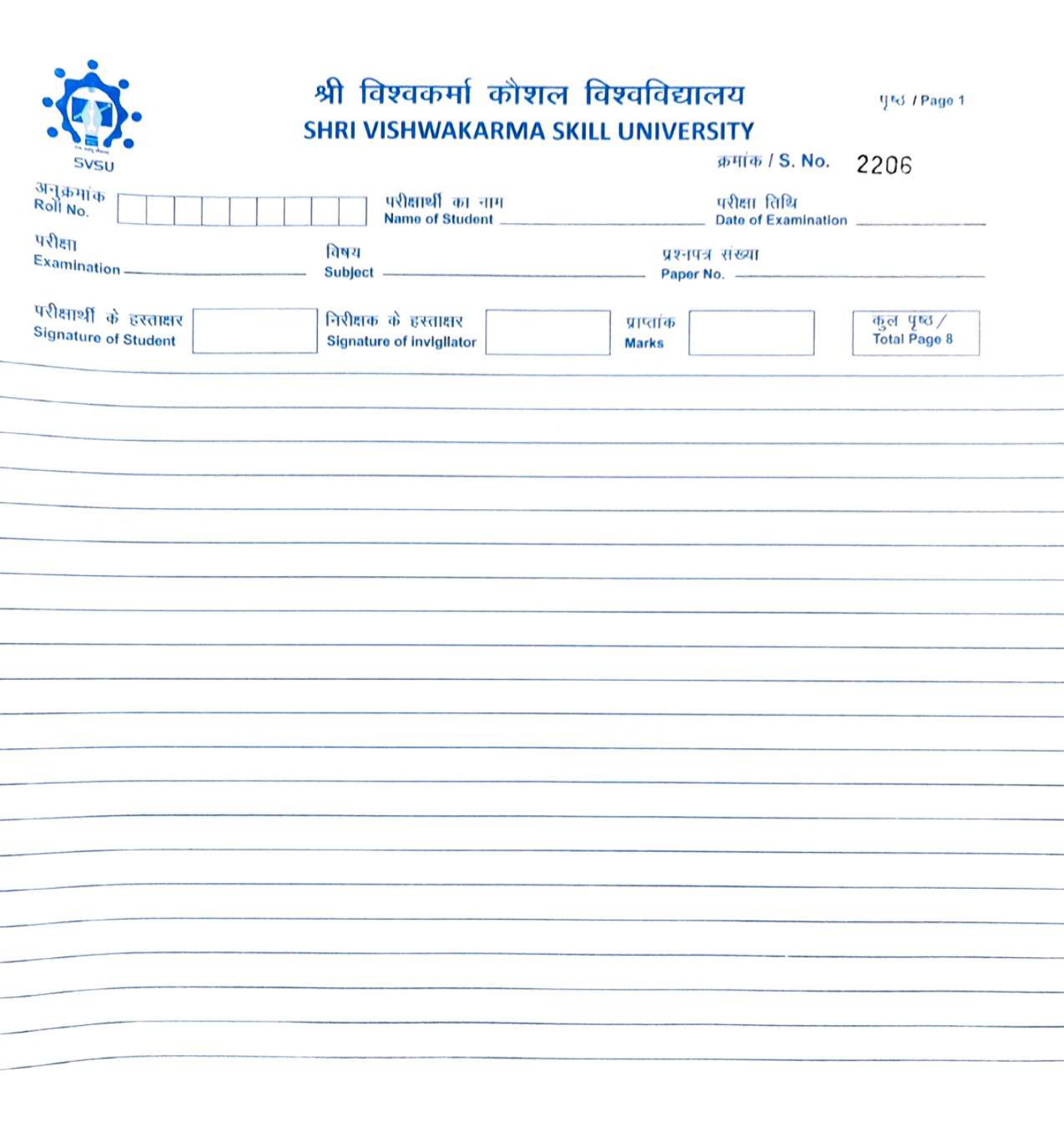# श्री विश्वकर्मा कौशल विश्वविद्यालय
## SHRI VISHWAKARMA SKILL UNIVERSITY

SVSU

पृष्ठ / Page 1

क्रमांक / S. No. 2206

अनुक्रमांक Roll No. | | | | | | | | | |

परीक्षार्थी का नाम Name of Student ____________________

परीक्षा तिथि Date of Examination ____________

परीक्षा Examination ____________________

विषय Subject ____________________

प्रश्नपत्र संख्या Paper No. ____________________

परीक्षार्थी के हस्ताक्षर Signature of Student

निरीक्षक के हस्ताक्षर Signature of invigilator

प्राप्तांक Marks

कुल पृष्ठ / Total Page 8